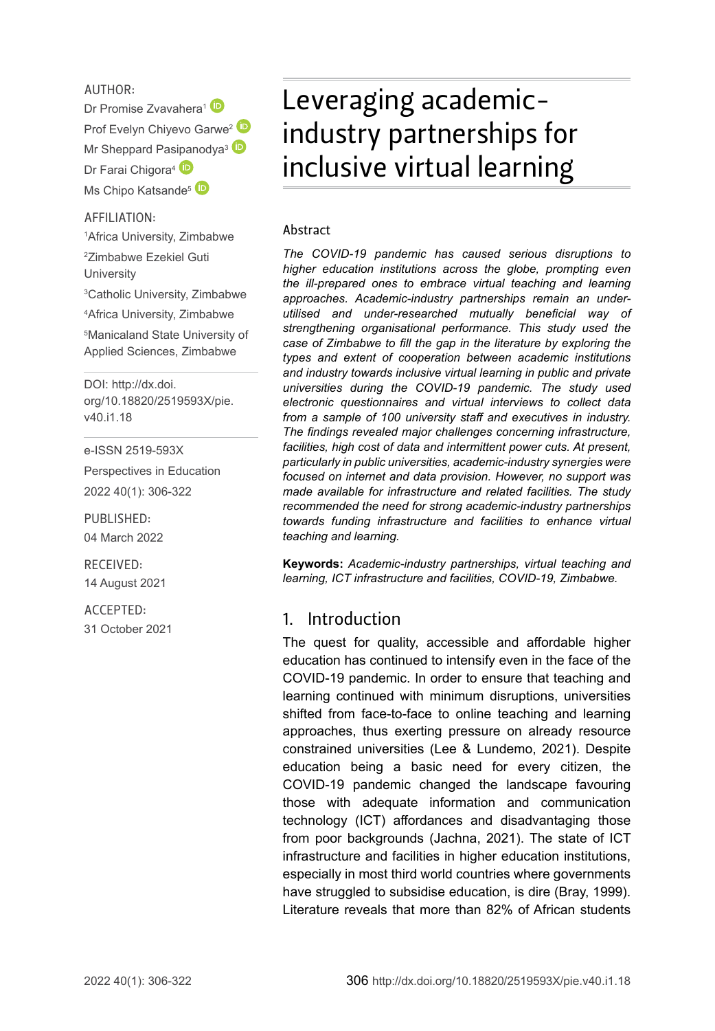# Leveraging academic-industry partnerships for inclusive virtual learning

AUTHOR:

Dr Promise Zvavahera[1]

Prof Evelyn Chiyevo Garwe[2]

Mr Sheppard Pasipanodya[3]

Dr Farai Chigora[4]

Ms Chipo Katsande[5]

AFFILIATION:

[1]Africa University, Zimbabwe

[2]Zimbabwe Ezekiel Guti University

[3]Catholic University, Zimbabwe

[4]Africa University, Zimbabwe

[5]Manicaland State University of Applied Sciences, Zimbabwe

DOI: http://dx.doi.org/10.18820/2519593X/pie.v40.i1.18

e-ISSN 2519-593X

Perspectives in Education

2022 40(1): 306-322

PUBLISHED:

04 March 2022

RECEIVED:

14 August 2021

ACCEPTED:

31 October 2021

## Abstract

*The COVID-19 pandemic has caused serious disruptions to higher education institutions across the globe, prompting even the ill-prepared ones to embrace virtual teaching and learning approaches. Academic-industry partnerships remain an under-utilised and under-researched mutually beneficial way of strengthening organisational performance. This study used the case of Zimbabwe to fill the gap in the literature by exploring the types and extent of cooperation between academic institutions and industry towards inclusive virtual learning in public and private universities during the COVID-19 pandemic. The study used electronic questionnaires and virtual interviews to collect data from a sample of 100 university staff and executives in industry. The findings revealed major challenges concerning infrastructure, facilities, high cost of data and intermittent power cuts. At present, particularly in public universities, academic-industry synergies were focused on internet and data provision. However, no support was made available for infrastructure and related facilities. The study recommended the need for strong academic-industry partnerships towards funding infrastructure and facilities to enhance virtual teaching and learning.*

**Keywords:** *Academic-industry partnerships, virtual teaching and learning, ICT infrastructure and facilities, COVID-19, Zimbabwe.*

## 1. Introduction

The quest for quality, accessible and affordable higher education has continued to intensify even in the face of the COVID-19 pandemic. In order to ensure that teaching and learning continued with minimum disruptions, universities shifted from face-to-face to online teaching and learning approaches, thus exerting pressure on already resource constrained universities (Lee & Lundemo, 2021). Despite education being a basic need for every citizen, the COVID-19 pandemic changed the landscape favouring those with adequate information and communication technology (ICT) affordances and disadvantaging those from poor backgrounds (Jachna, 2021). The state of ICT infrastructure and facilities in higher education institutions, especially in most third world countries where governments have struggled to subsidise education, is dire (Bray, 1999). Literature reveals that more than 82% of African students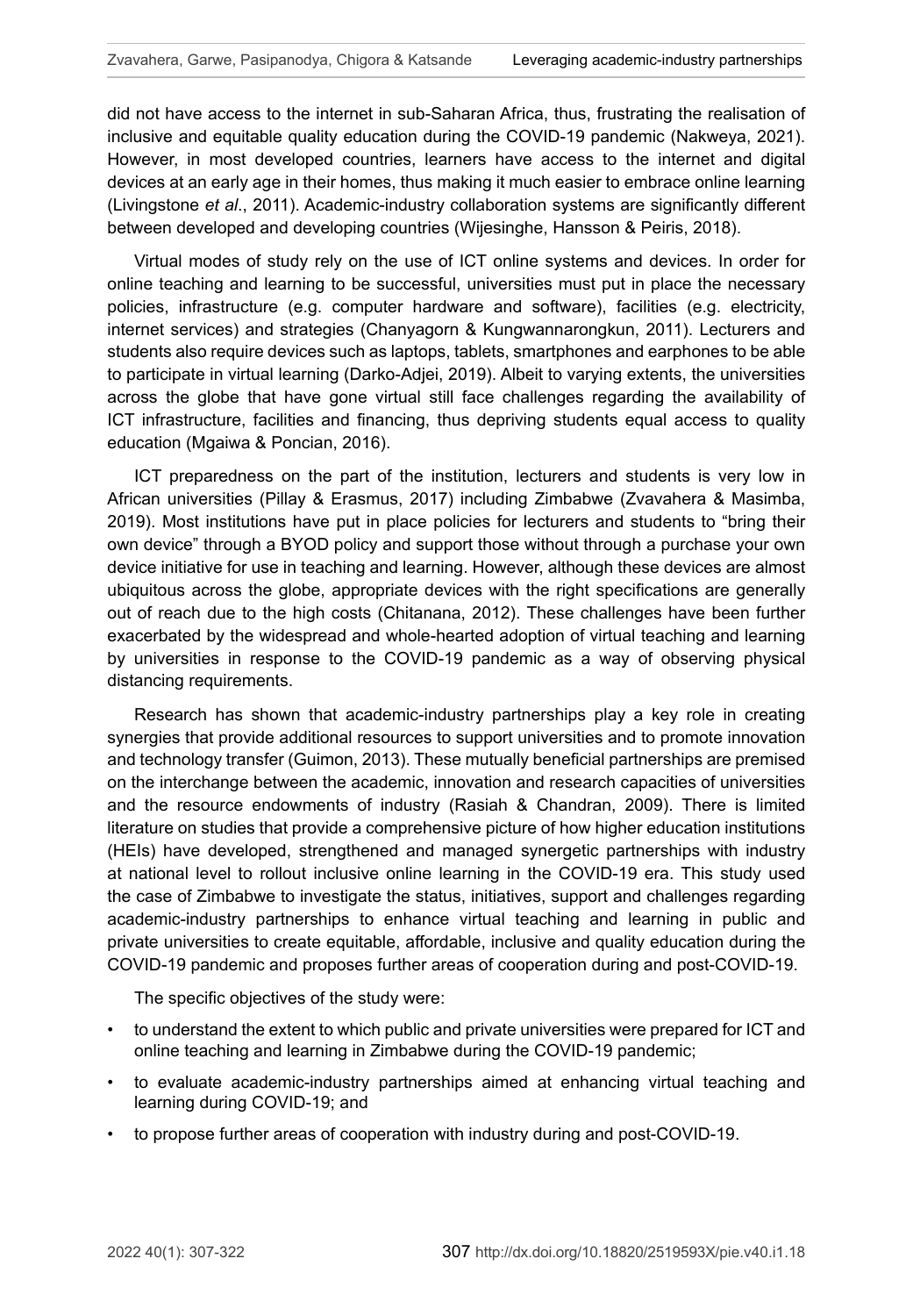did not have access to the internet in sub-Saharan Africa, thus, frustrating the realisation of inclusive and equitable quality education during the COVID-19 pandemic (Nakweya, 2021). However, in most developed countries, learners have access to the internet and digital devices at an early age in their homes, thus making it much easier to embrace online learning (Livingstone *et al*., 2011). Academic-industry collaboration systems are significantly different between developed and developing countries (Wijesinghe, Hansson & Peiris, 2018).

Virtual modes of study rely on the use of ICT online systems and devices. In order for online teaching and learning to be successful, universities must put in place the necessary policies, infrastructure (e.g. computer hardware and software), facilities (e.g. electricity, internet services) and strategies (Chanyagorn & Kungwannarongkun, 2011). Lecturers and students also require devices such as laptops, tablets, smartphones and earphones to be able to participate in virtual learning (Darko-Adjei, 2019). Albeit to varying extents, the universities across the globe that have gone virtual still face challenges regarding the availability of ICT infrastructure, facilities and financing, thus depriving students equal access to quality education (Mgaiwa & Poncian, 2016).

ICT preparedness on the part of the institution, lecturers and students is very low in African universities (Pillay & Erasmus, 2017) including Zimbabwe (Zvavahera & Masimba, 2019). Most institutions have put in place policies for lecturers and students to "bring their own device" through a BYOD policy and support those without through a purchase your own device initiative for use in teaching and learning. However, although these devices are almost ubiquitous across the globe, appropriate devices with the right specifications are generally out of reach due to the high costs (Chitanana, 2012). These challenges have been further exacerbated by the widespread and whole-hearted adoption of virtual teaching and learning by universities in response to the COVID-19 pandemic as a way of observing physical distancing requirements.

Research has shown that academic-industry partnerships play a key role in creating synergies that provide additional resources to support universities and to promote innovation and technology transfer (Guimon, 2013). These mutually beneficial partnerships are premised on the interchange between the academic, innovation and research capacities of universities and the resource endowments of industry (Rasiah & Chandran, 2009). There is limited literature on studies that provide a comprehensive picture of how higher education institutions (HEIs) have developed, strengthened and managed synergetic partnerships with industry at national level to rollout inclusive online learning in the COVID-19 era. This study used the case of Zimbabwe to investigate the status, initiatives, support and challenges regarding academic-industry partnerships to enhance virtual teaching and learning in public and private universities to create equitable, affordable, inclusive and quality education during the COVID-19 pandemic and proposes further areas of cooperation during and post-COVID-19.

The specific objectives of the study were:

- to understand the extent to which public and private universities were prepared for ICT and online teaching and learning in Zimbabwe during the COVID-19 pandemic;
- to evaluate academic-industry partnerships aimed at enhancing virtual teaching and learning during COVID-19; and
- to propose further areas of cooperation with industry during and post-COVID-19.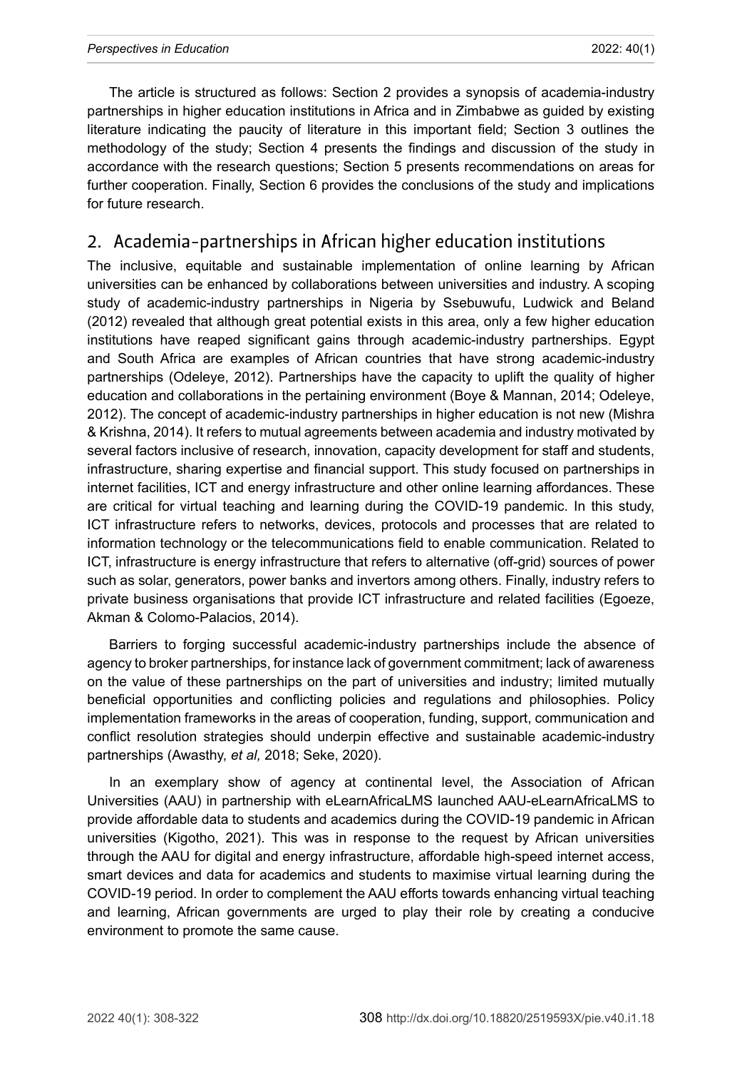The article is structured as follows: Section 2 provides a synopsis of academia-industry partnerships in higher education institutions in Africa and in Zimbabwe as guided by existing literature indicating the paucity of literature in this important field; Section 3 outlines the methodology of the study; Section 4 presents the findings and discussion of the study in accordance with the research questions; Section 5 presents recommendations on areas for further cooperation. Finally, Section 6 provides the conclusions of the study and implications for future research.

## 2. Academia-partnerships in African higher education institutions

The inclusive, equitable and sustainable implementation of online learning by African universities can be enhanced by collaborations between universities and industry. A scoping study of academic-industry partnerships in Nigeria by Ssebuwufu, Ludwick and Beland (2012) revealed that although great potential exists in this area, only a few higher education institutions have reaped significant gains through academic-industry partnerships. Egypt and South Africa are examples of African countries that have strong academic-industry partnerships (Odeleye, 2012). Partnerships have the capacity to uplift the quality of higher education and collaborations in the pertaining environment (Boye & Mannan, 2014; Odeleye, 2012). The concept of academic-industry partnerships in higher education is not new (Mishra & Krishna, 2014). It refers to mutual agreements between academia and industry motivated by several factors inclusive of research, innovation, capacity development for staff and students, infrastructure, sharing expertise and financial support. This study focused on partnerships in internet facilities, ICT and energy infrastructure and other online learning affordances. These are critical for virtual teaching and learning during the COVID-19 pandemic. In this study, ICT infrastructure refers to networks, devices, protocols and processes that are related to information technology or the telecommunications field to enable communication. Related to ICT, infrastructure is energy infrastructure that refers to alternative (off-grid) sources of power such as solar, generators, power banks and invertors among others. Finally, industry refers to private business organisations that provide ICT infrastructure and related facilities (Egoeze, Akman & Colomo-Palacios, 2014).

Barriers to forging successful academic-industry partnerships include the absence of agency to broker partnerships, for instance lack of government commitment; lack of awareness on the value of these partnerships on the part of universities and industry; limited mutually beneficial opportunities and conflicting policies and regulations and philosophies. Policy implementation frameworks in the areas of cooperation, funding, support, communication and conflict resolution strategies should underpin effective and sustainable academic-industry partnerships (Awasthy, *et al,* 2018; Seke, 2020).

In an exemplary show of agency at continental level, the Association of African Universities (AAU) in partnership with eLearnAfricaLMS launched AAU-eLearnAfricaLMS to provide affordable data to students and academics during the COVID-19 pandemic in African universities (Kigotho, 2021). This was in response to the request by African universities through the AAU for digital and energy infrastructure, affordable high-speed internet access, smart devices and data for academics and students to maximise virtual learning during the COVID-19 period. In order to complement the AAU efforts towards enhancing virtual teaching and learning, African governments are urged to play their role by creating a conducive environment to promote the same cause.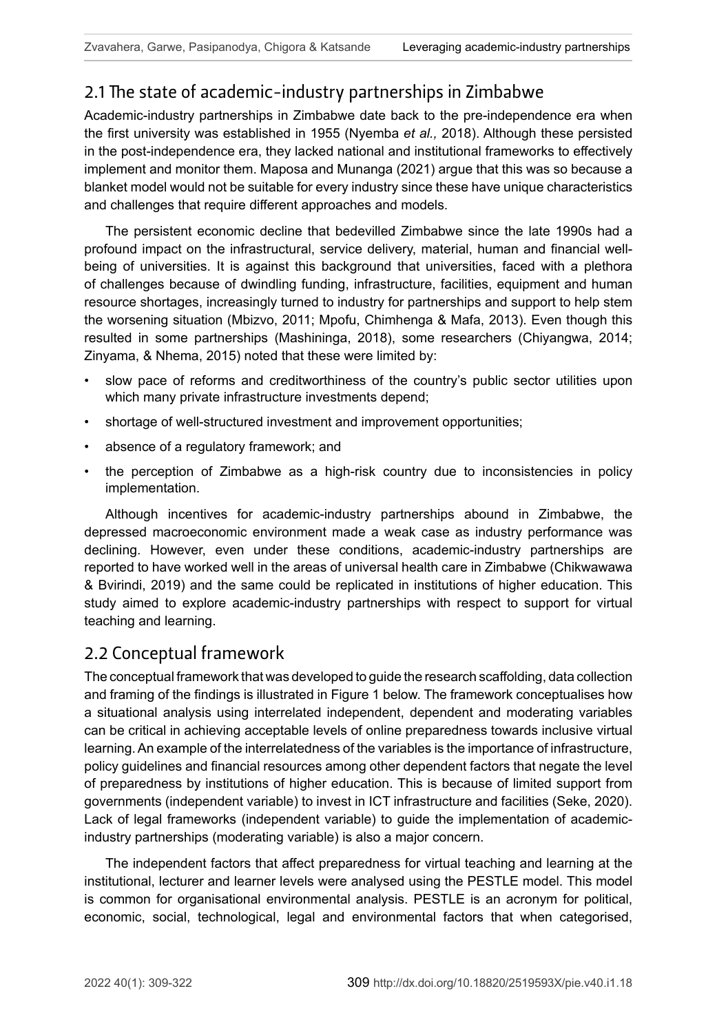## 2.1 The state of academic-industry partnerships in Zimbabwe

Academic-industry partnerships in Zimbabwe date back to the pre-independence era when the first university was established in 1955 (Nyemba *et al.,* 2018). Although these persisted in the post-independence era, they lacked national and institutional frameworks to effectively implement and monitor them. Maposa and Munanga (2021) argue that this was so because a blanket model would not be suitable for every industry since these have unique characteristics and challenges that require different approaches and models.

The persistent economic decline that bedevilled Zimbabwe since the late 1990s had a profound impact on the infrastructural, service delivery, material, human and financial well-being of universities. It is against this background that universities, faced with a plethora of challenges because of dwindling funding, infrastructure, facilities, equipment and human resource shortages, increasingly turned to industry for partnerships and support to help stem the worsening situation (Mbizvo, 2011; Mpofu, Chimhenga & Mafa, 2013). Even though this resulted in some partnerships (Mashininga, 2018), some researchers (Chiyangwa, 2014; Zinyama, & Nhema, 2015) noted that these were limited by:

- slow pace of reforms and creditworthiness of the country's public sector utilities upon which many private infrastructure investments depend;
- shortage of well-structured investment and improvement opportunities;
- absence of a regulatory framework; and
- the perception of Zimbabwe as a high-risk country due to inconsistencies in policy implementation.

Although incentives for academic-industry partnerships abound in Zimbabwe, the depressed macroeconomic environment made a weak case as industry performance was declining. However, even under these conditions, academic-industry partnerships are reported to have worked well in the areas of universal health care in Zimbabwe (Chikwawawa & Bvirindi, 2019) and the same could be replicated in institutions of higher education. This study aimed to explore academic-industry partnerships with respect to support for virtual teaching and learning.

## 2.2 Conceptual framework

The conceptual framework that was developed to guide the research scaffolding, data collection and framing of the findings is illustrated in Figure 1 below. The framework conceptualises how a situational analysis using interrelated independent, dependent and moderating variables can be critical in achieving acceptable levels of online preparedness towards inclusive virtual learning. An example of the interrelatedness of the variables is the importance of infrastructure, policy guidelines and financial resources among other dependent factors that negate the level of preparedness by institutions of higher education. This is because of limited support from governments (independent variable) to invest in ICT infrastructure and facilities (Seke, 2020). Lack of legal frameworks (independent variable) to guide the implementation of academic-industry partnerships (moderating variable) is also a major concern.

The independent factors that affect preparedness for virtual teaching and learning at the institutional, lecturer and learner levels were analysed using the PESTLE model. This model is common for organisational environmental analysis. PESTLE is an acronym for political, economic, social, technological, legal and environmental factors that when categorised,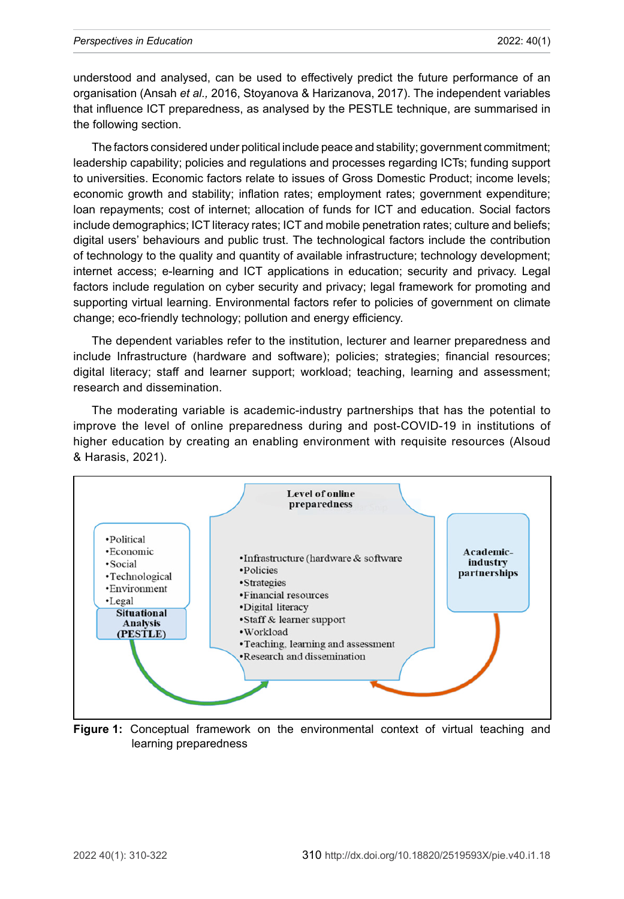understood and analysed, can be used to effectively predict the future performance of an organisation (Ansah *et al.,* 2016, Stoyanova & Harizanova, 2017). The independent variables that influence ICT preparedness, as analysed by the PESTLE technique, are summarised in the following section.

The factors considered under political include peace and stability; government commitment; leadership capability; policies and regulations and processes regarding ICTs; funding support to universities. Economic factors relate to issues of Gross Domestic Product; income levels; economic growth and stability; inflation rates; employment rates; government expenditure; loan repayments; cost of internet; allocation of funds for ICT and education. Social factors include demographics; ICT literacy rates; ICT and mobile penetration rates; culture and beliefs; digital users' behaviours and public trust. The technological factors include the contribution of technology to the quality and quantity of available infrastructure; technology development; internet access; e-learning and ICT applications in education; security and privacy. Legal factors include regulation on cyber security and privacy; legal framework for promoting and supporting virtual learning. Environmental factors refer to policies of government on climate change; eco-friendly technology; pollution and energy efficiency.

The dependent variables refer to the institution, lecturer and learner preparedness and include Infrastructure (hardware and software); policies; strategies; financial resources; digital literacy; staff and learner support; workload; teaching, learning and assessment; research and dissemination.

The moderating variable is academic-industry partnerships that has the potential to improve the level of online preparedness during and post-COVID-19 in institutions of higher education by creating an enabling environment with requisite resources (Alsoud & Harasis, 2021).

- Political
- Economic
- Social
- Technological
- Environment
- Legal

**Situational Analysis (PESTLE)**

**Level of online preparedness**

- Infrastructure (hardware & software
- Policies
- Strategies
- Financial resources
- Digital literacy
- Staff & learner support
- Workload
- Teaching, learning and assessment
- Research and dissemination

**Academic-industry partnerships**

**Figure 1:** Conceptual framework on the environmental context of virtual teaching and learning preparedness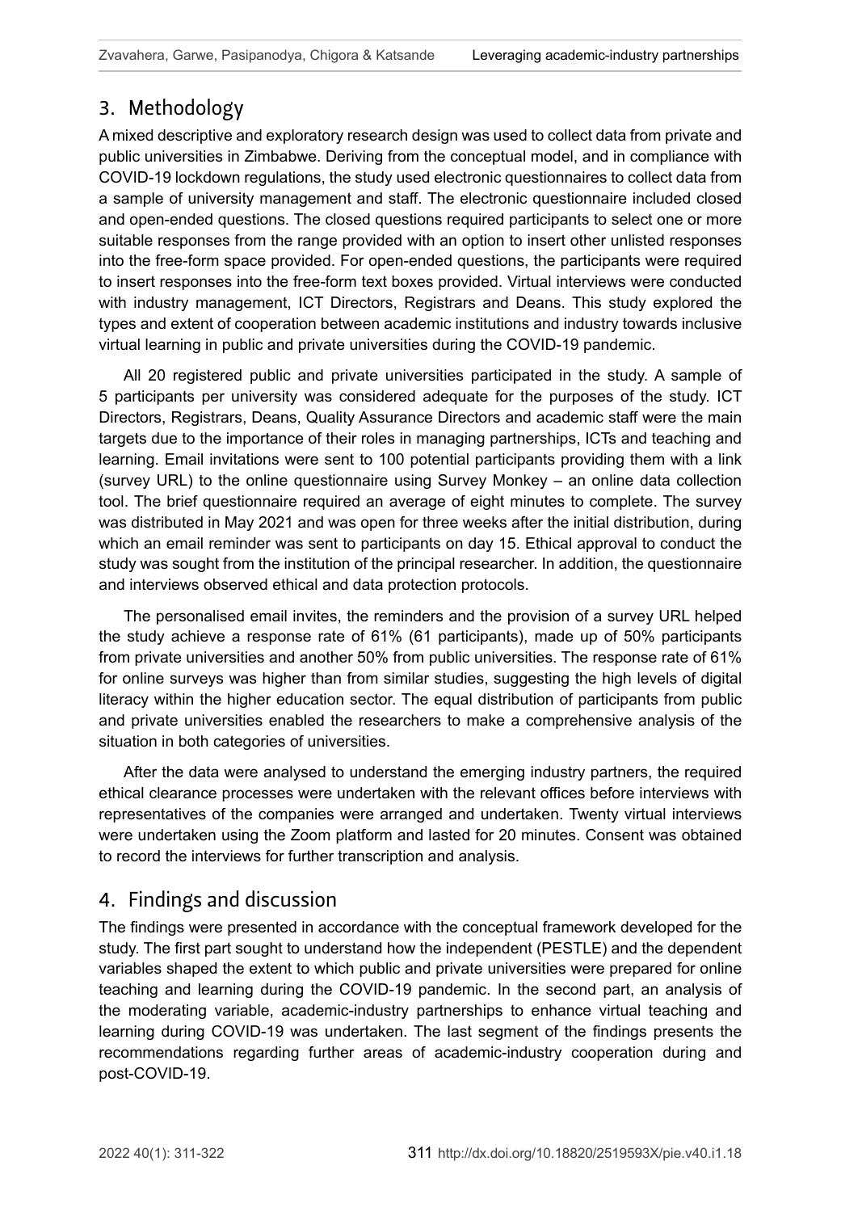## 3. Methodology

A mixed descriptive and exploratory research design was used to collect data from private and public universities in Zimbabwe. Deriving from the conceptual model, and in compliance with COVID-19 lockdown regulations, the study used electronic questionnaires to collect data from a sample of university management and staff. The electronic questionnaire included closed and open-ended questions. The closed questions required participants to select one or more suitable responses from the range provided with an option to insert other unlisted responses into the free-form space provided. For open-ended questions, the participants were required to insert responses into the free-form text boxes provided. Virtual interviews were conducted with industry management, ICT Directors, Registrars and Deans. This study explored the types and extent of cooperation between academic institutions and industry towards inclusive virtual learning in public and private universities during the COVID-19 pandemic.

All 20 registered public and private universities participated in the study. A sample of 5 participants per university was considered adequate for the purposes of the study. ICT Directors, Registrars, Deans, Quality Assurance Directors and academic staff were the main targets due to the importance of their roles in managing partnerships, ICTs and teaching and learning. Email invitations were sent to 100 potential participants providing them with a link (survey URL) to the online questionnaire using Survey Monkey – an online data collection tool. The brief questionnaire required an average of eight minutes to complete. The survey was distributed in May 2021 and was open for three weeks after the initial distribution, during which an email reminder was sent to participants on day 15. Ethical approval to conduct the study was sought from the institution of the principal researcher. In addition, the questionnaire and interviews observed ethical and data protection protocols.

The personalised email invites, the reminders and the provision of a survey URL helped the study achieve a response rate of 61% (61 participants), made up of 50% participants from private universities and another 50% from public universities. The response rate of 61% for online surveys was higher than from similar studies, suggesting the high levels of digital literacy within the higher education sector. The equal distribution of participants from public and private universities enabled the researchers to make a comprehensive analysis of the situation in both categories of universities.

After the data were analysed to understand the emerging industry partners, the required ethical clearance processes were undertaken with the relevant offices before interviews with representatives of the companies were arranged and undertaken. Twenty virtual interviews were undertaken using the Zoom platform and lasted for 20 minutes. Consent was obtained to record the interviews for further transcription and analysis.

## 4. Findings and discussion

The findings were presented in accordance with the conceptual framework developed for the study. The first part sought to understand how the independent (PESTLE) and the dependent variables shaped the extent to which public and private universities were prepared for online teaching and learning during the COVID-19 pandemic. In the second part, an analysis of the moderating variable, academic-industry partnerships to enhance virtual teaching and learning during COVID-19 was undertaken. The last segment of the findings presents the recommendations regarding further areas of academic-industry cooperation during and post-COVID-19.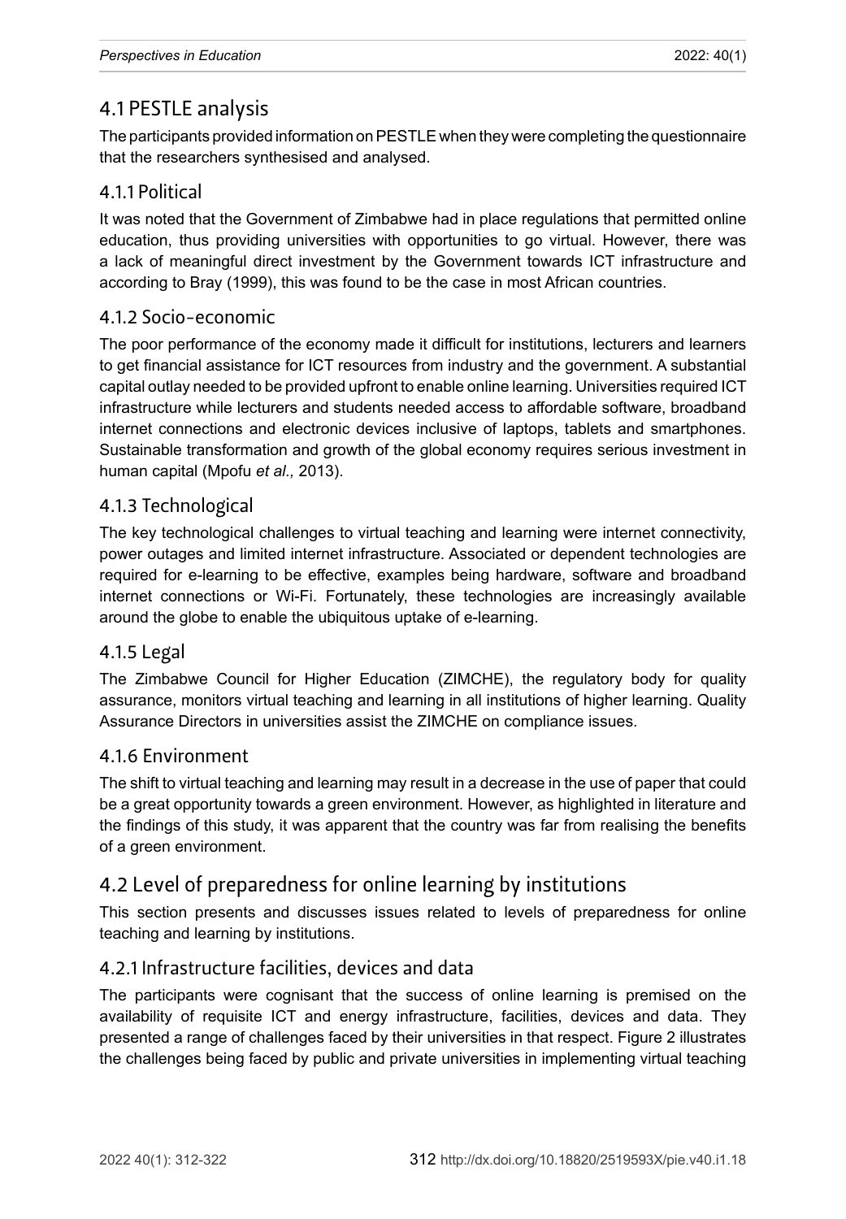## 4.1 PESTLE analysis

The participants provided information on PESTLE when they were completing the questionnaire that the researchers synthesised and analysed.

### 4.1.1 Political

It was noted that the Government of Zimbabwe had in place regulations that permitted online education, thus providing universities with opportunities to go virtual. However, there was a lack of meaningful direct investment by the Government towards ICT infrastructure and according to Bray (1999), this was found to be the case in most African countries.

### 4.1.2 Socio-economic

The poor performance of the economy made it difficult for institutions, lecturers and learners to get financial assistance for ICT resources from industry and the government. A substantial capital outlay needed to be provided upfront to enable online learning. Universities required ICT infrastructure while lecturers and students needed access to affordable software, broadband internet connections and electronic devices inclusive of laptops, tablets and smartphones. Sustainable transformation and growth of the global economy requires serious investment in human capital (Mpofu *et al.,* 2013).

### 4.1.3 Technological

The key technological challenges to virtual teaching and learning were internet connectivity, power outages and limited internet infrastructure. Associated or dependent technologies are required for e-learning to be effective, examples being hardware, software and broadband internet connections or Wi-Fi. Fortunately, these technologies are increasingly available around the globe to enable the ubiquitous uptake of e-learning.

### 4.1.5 Legal

The Zimbabwe Council for Higher Education (ZIMCHE), the regulatory body for quality assurance, monitors virtual teaching and learning in all institutions of higher learning. Quality Assurance Directors in universities assist the ZIMCHE on compliance issues.

### 4.1.6 Environment

The shift to virtual teaching and learning may result in a decrease in the use of paper that could be a great opportunity towards a green environment. However, as highlighted in literature and the findings of this study, it was apparent that the country was far from realising the benefits of a green environment.

## 4.2 Level of preparedness for online learning by institutions

This section presents and discusses issues related to levels of preparedness for online teaching and learning by institutions.

### 4.2.1 Infrastructure facilities, devices and data

The participants were cognisant that the success of online learning is premised on the availability of requisite ICT and energy infrastructure, facilities, devices and data. They presented a range of challenges faced by their universities in that respect. Figure 2 illustrates the challenges being faced by public and private universities in implementing virtual teaching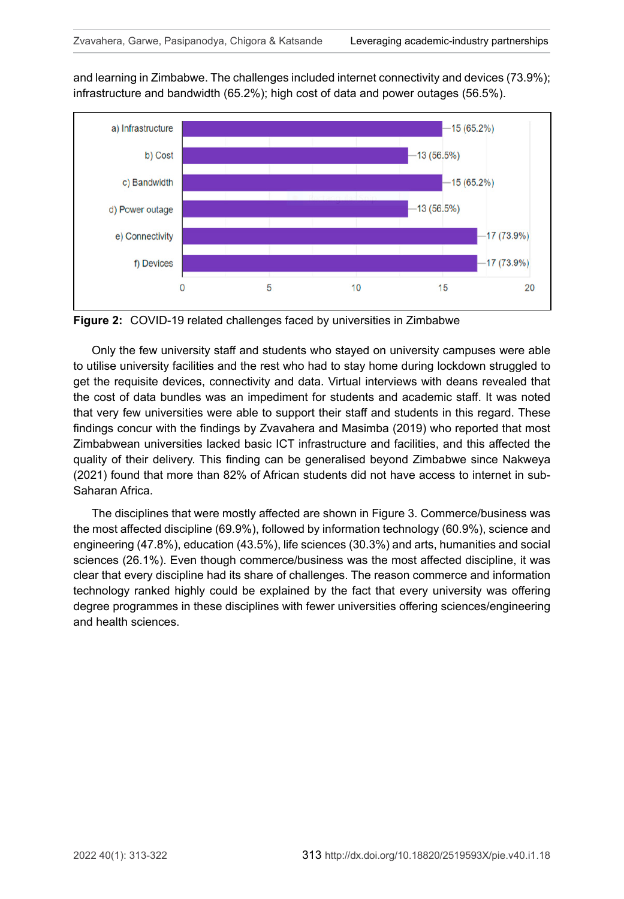and learning in Zimbabwe. The challenges included internet connectivity and devices (73.9%); infrastructure and bandwidth (65.2%); high cost of data and power outages (56.5%).

| Challenge | Count (%) |
|---|---|
| a) Infrastructure | 15 (65.2%) |
| b) Cost | 13 (56.5%) |
| c) Bandwidth | 15 (65.2%) |
| d) Power outage | 13 (56.5%) |
| e) Connectivity | 17 (73.9%) |
| f) Devices | 17 (73.9%) |

**Figure 2:** COVID-19 related challenges faced by universities in Zimbabwe

Only the few university staff and students who stayed on university campuses were able to utilise university facilities and the rest who had to stay home during lockdown struggled to get the requisite devices, connectivity and data. Virtual interviews with deans revealed that the cost of data bundles was an impediment for students and academic staff. It was noted that very few universities were able to support their staff and students in this regard. These findings concur with the findings by Zvavahera and Masimba (2019) who reported that most Zimbabwean universities lacked basic ICT infrastructure and facilities, and this affected the quality of their delivery. This finding can be generalised beyond Zimbabwe since Nakweya (2021) found that more than 82% of African students did not have access to internet in sub-Saharan Africa.

The disciplines that were mostly affected are shown in Figure 3. Commerce/business was the most affected discipline (69.9%), followed by information technology (60.9%), science and engineering (47.8%), education (43.5%), life sciences (30.3%) and arts, humanities and social sciences (26.1%). Even though commerce/business was the most affected discipline, it was clear that every discipline had its share of challenges. The reason commerce and information technology ranked highly could be explained by the fact that every university was offering degree programmes in these disciplines with fewer universities offering sciences/engineering and health sciences.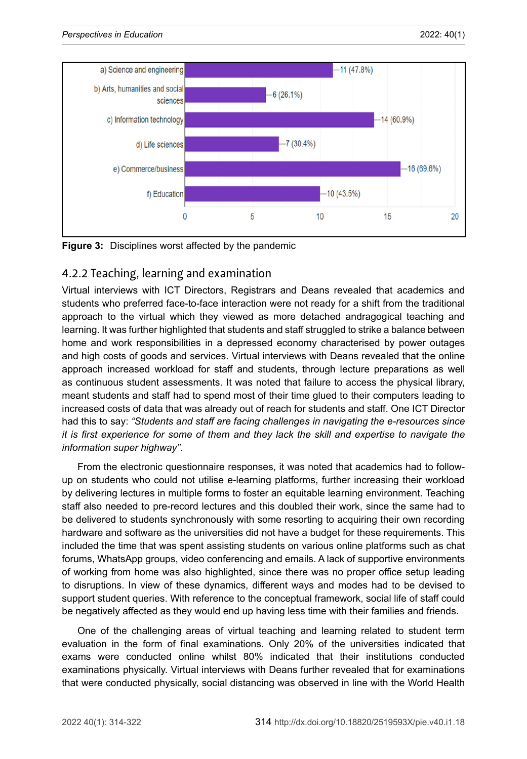| Discipline | Count (%) |
|---|---|
| a) Science and engineering | 11 (47.8%) |
| b) Arts, humanities and social sciences | 6 (26.1%) |
| c) Information technology | 14 (60.9%) |
| d) Life sciences | 7 (30.4%) |
| e) Commerce/business | 16 (69.6%) |
| f) Education | 10 (43.5%) |

**Figure 3:** Disciplines worst affected by the pandemic

### 4.2.2 Teaching, learning and examination

Virtual interviews with ICT Directors, Registrars and Deans revealed that academics and students who preferred face-to-face interaction were not ready for a shift from the traditional approach to the virtual which they viewed as more detached andragogical teaching and learning. It was further highlighted that students and staff struggled to strike a balance between home and work responsibilities in a depressed economy characterised by power outages and high costs of goods and services. Virtual interviews with Deans revealed that the online approach increased workload for staff and students, through lecture preparations as well as continuous student assessments. It was noted that failure to access the physical library, meant students and staff had to spend most of their time glued to their computers leading to increased costs of data that was already out of reach for students and staff. One ICT Director had this to say: *"Students and staff are facing challenges in navigating the e-resources since it is first experience for some of them and they lack the skill and expertise to navigate the information super highway".*

From the electronic questionnaire responses, it was noted that academics had to follow-up on students who could not utilise e-learning platforms, further increasing their workload by delivering lectures in multiple forms to foster an equitable learning environment. Teaching staff also needed to pre-record lectures and this doubled their work, since the same had to be delivered to students synchronously with some resorting to acquiring their own recording hardware and software as the universities did not have a budget for these requirements. This included the time that was spent assisting students on various online platforms such as chat forums, WhatsApp groups, video conferencing and emails. A lack of supportive environments of working from home was also highlighted, since there was no proper office setup leading to disruptions. In view of these dynamics, different ways and modes had to be devised to support student queries. With reference to the conceptual framework, social life of staff could be negatively affected as they would end up having less time with their families and friends.

One of the challenging areas of virtual teaching and learning related to student term evaluation in the form of final examinations. Only 20% of the universities indicated that exams were conducted online whilst 80% indicated that their institutions conducted examinations physically. Virtual interviews with Deans further revealed that for examinations that were conducted physically, social distancing was observed in line with the World Health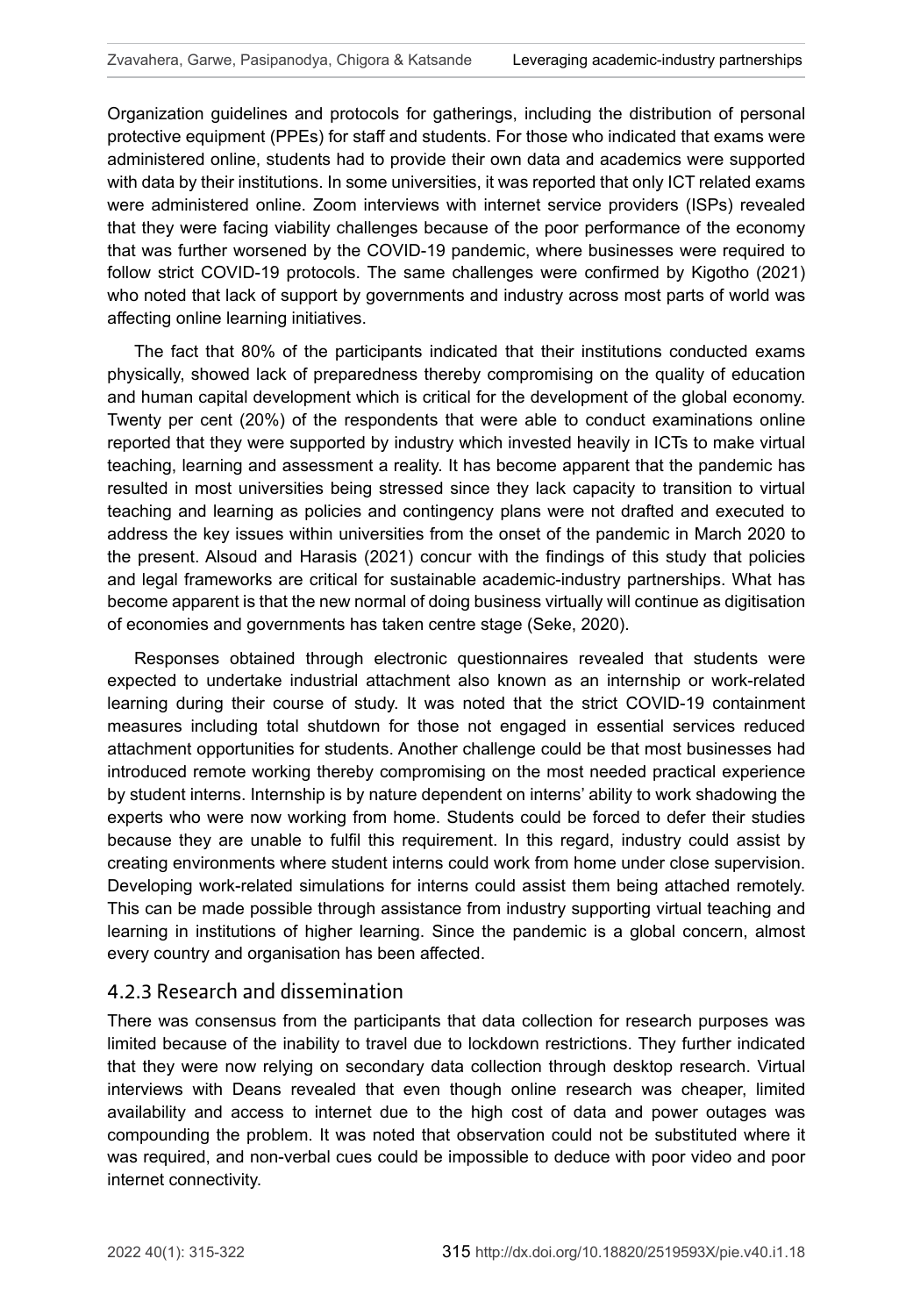Organization guidelines and protocols for gatherings, including the distribution of personal protective equipment (PPEs) for staff and students. For those who indicated that exams were administered online, students had to provide their own data and academics were supported with data by their institutions. In some universities, it was reported that only ICT related exams were administered online. Zoom interviews with internet service providers (ISPs) revealed that they were facing viability challenges because of the poor performance of the economy that was further worsened by the COVID-19 pandemic, where businesses were required to follow strict COVID-19 protocols. The same challenges were confirmed by Kigotho (2021) who noted that lack of support by governments and industry across most parts of world was affecting online learning initiatives.

The fact that 80% of the participants indicated that their institutions conducted exams physically, showed lack of preparedness thereby compromising on the quality of education and human capital development which is critical for the development of the global economy. Twenty per cent (20%) of the respondents that were able to conduct examinations online reported that they were supported by industry which invested heavily in ICTs to make virtual teaching, learning and assessment a reality. It has become apparent that the pandemic has resulted in most universities being stressed since they lack capacity to transition to virtual teaching and learning as policies and contingency plans were not drafted and executed to address the key issues within universities from the onset of the pandemic in March 2020 to the present. Alsoud and Harasis (2021) concur with the findings of this study that policies and legal frameworks are critical for sustainable academic-industry partnerships. What has become apparent is that the new normal of doing business virtually will continue as digitisation of economies and governments has taken centre stage (Seke, 2020).

Responses obtained through electronic questionnaires revealed that students were expected to undertake industrial attachment also known as an internship or work-related learning during their course of study. It was noted that the strict COVID-19 containment measures including total shutdown for those not engaged in essential services reduced attachment opportunities for students. Another challenge could be that most businesses had introduced remote working thereby compromising on the most needed practical experience by student interns. Internship is by nature dependent on interns' ability to work shadowing the experts who were now working from home. Students could be forced to defer their studies because they are unable to fulfil this requirement. In this regard, industry could assist by creating environments where student interns could work from home under close supervision. Developing work-related simulations for interns could assist them being attached remotely. This can be made possible through assistance from industry supporting virtual teaching and learning in institutions of higher learning. Since the pandemic is a global concern, almost every country and organisation has been affected.

### 4.2.3 Research and dissemination

There was consensus from the participants that data collection for research purposes was limited because of the inability to travel due to lockdown restrictions. They further indicated that they were now relying on secondary data collection through desktop research. Virtual interviews with Deans revealed that even though online research was cheaper, limited availability and access to internet due to the high cost of data and power outages was compounding the problem. It was noted that observation could not be substituted where it was required, and non-verbal cues could be impossible to deduce with poor video and poor internet connectivity.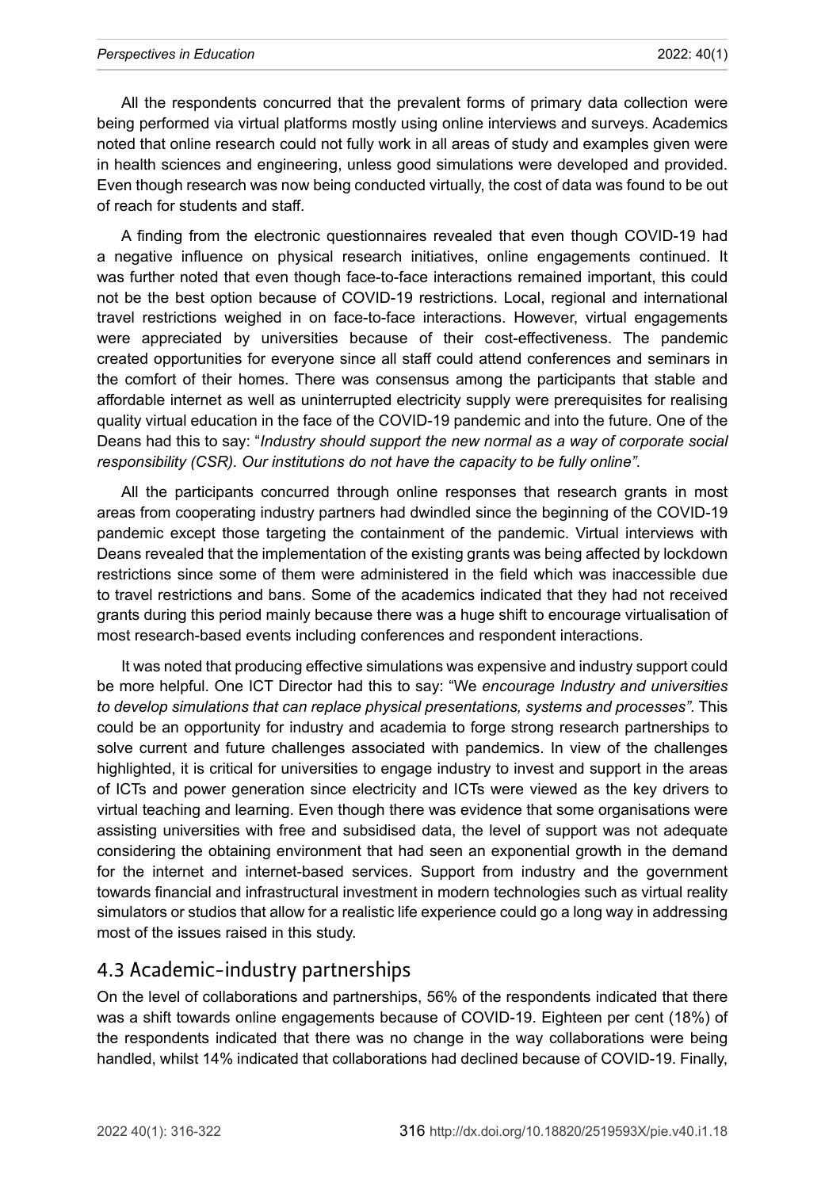All the respondents concurred that the prevalent forms of primary data collection were being performed via virtual platforms mostly using online interviews and surveys. Academics noted that online research could not fully work in all areas of study and examples given were in health sciences and engineering, unless good simulations were developed and provided. Even though research was now being conducted virtually, the cost of data was found to be out of reach for students and staff.

A finding from the electronic questionnaires revealed that even though COVID-19 had a negative influence on physical research initiatives, online engagements continued. It was further noted that even though face-to-face interactions remained important, this could not be the best option because of COVID-19 restrictions. Local, regional and international travel restrictions weighed in on face-to-face interactions. However, virtual engagements were appreciated by universities because of their cost-effectiveness. The pandemic created opportunities for everyone since all staff could attend conferences and seminars in the comfort of their homes. There was consensus among the participants that stable and affordable internet as well as uninterrupted electricity supply were prerequisites for realising quality virtual education in the face of the COVID-19 pandemic and into the future. One of the Deans had this to say: "*Industry should support the new normal as a way of corporate social responsibility (CSR). Our institutions do not have the capacity to be fully online".*

All the participants concurred through online responses that research grants in most areas from cooperating industry partners had dwindled since the beginning of the COVID-19 pandemic except those targeting the containment of the pandemic. Virtual interviews with Deans revealed that the implementation of the existing grants was being affected by lockdown restrictions since some of them were administered in the field which was inaccessible due to travel restrictions and bans. Some of the academics indicated that they had not received grants during this period mainly because there was a huge shift to encourage virtualisation of most research-based events including conferences and respondent interactions.

It was noted that producing effective simulations was expensive and industry support could be more helpful. One ICT Director had this to say: "We *encourage Industry and universities to develop simulations that can replace physical presentations, systems and processes".* This could be an opportunity for industry and academia to forge strong research partnerships to solve current and future challenges associated with pandemics. In view of the challenges highlighted, it is critical for universities to engage industry to invest and support in the areas of ICTs and power generation since electricity and ICTs were viewed as the key drivers to virtual teaching and learning. Even though there was evidence that some organisations were assisting universities with free and subsidised data, the level of support was not adequate considering the obtaining environment that had seen an exponential growth in the demand for the internet and internet-based services. Support from industry and the government towards financial and infrastructural investment in modern technologies such as virtual reality simulators or studios that allow for a realistic life experience could go a long way in addressing most of the issues raised in this study.

## 4.3 Academic-industry partnerships

On the level of collaborations and partnerships, 56% of the respondents indicated that there was a shift towards online engagements because of COVID-19. Eighteen per cent (18%) of the respondents indicated that there was no change in the way collaborations were being handled, whilst 14% indicated that collaborations had declined because of COVID-19. Finally,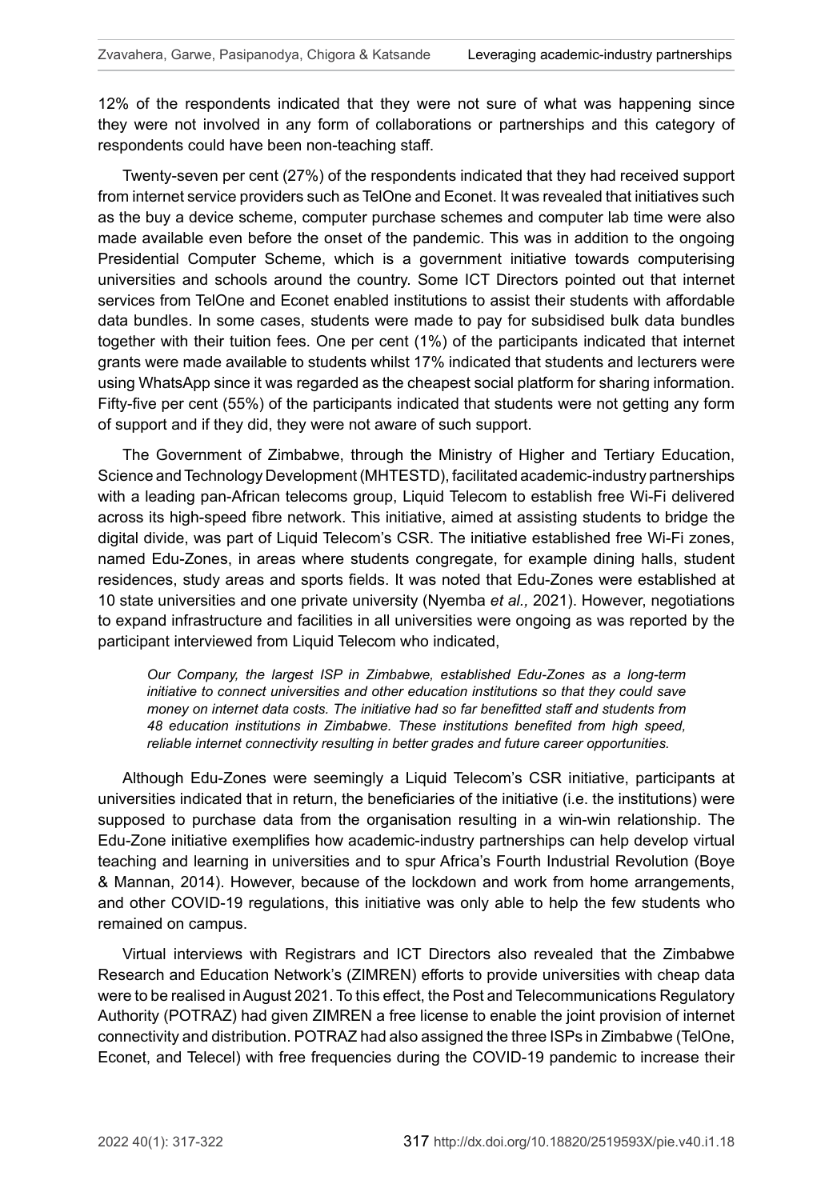12% of the respondents indicated that they were not sure of what was happening since they were not involved in any form of collaborations or partnerships and this category of respondents could have been non-teaching staff.

Twenty-seven per cent (27%) of the respondents indicated that they had received support from internet service providers such as TelOne and Econet. It was revealed that initiatives such as the buy a device scheme, computer purchase schemes and computer lab time were also made available even before the onset of the pandemic. This was in addition to the ongoing Presidential Computer Scheme, which is a government initiative towards computerising universities and schools around the country. Some ICT Directors pointed out that internet services from TelOne and Econet enabled institutions to assist their students with affordable data bundles. In some cases, students were made to pay for subsidised bulk data bundles together with their tuition fees. One per cent (1%) of the participants indicated that internet grants were made available to students whilst 17% indicated that students and lecturers were using WhatsApp since it was regarded as the cheapest social platform for sharing information. Fifty-five per cent (55%) of the participants indicated that students were not getting any form of support and if they did, they were not aware of such support.

The Government of Zimbabwe, through the Ministry of Higher and Tertiary Education, Science and Technology Development (MHTESTD), facilitated academic-industry partnerships with a leading pan-African telecoms group, Liquid Telecom to establish free Wi-Fi delivered across its high-speed fibre network. This initiative, aimed at assisting students to bridge the digital divide, was part of Liquid Telecom's CSR. The initiative established free Wi-Fi zones, named Edu-Zones, in areas where students congregate, for example dining halls, student residences, study areas and sports fields. It was noted that Edu-Zones were established at 10 state universities and one private university (Nyemba *et al.,* 2021). However, negotiations to expand infrastructure and facilities in all universities were ongoing as was reported by the participant interviewed from Liquid Telecom who indicated,

> *Our Company, the largest ISP in Zimbabwe, established Edu-Zones as a long-term initiative to connect universities and other education institutions so that they could save money on internet data costs. The initiative had so far benefitted staff and students from 48 education institutions in Zimbabwe. These institutions benefited from high speed, reliable internet connectivity resulting in better grades and future career opportunities.*

Although Edu-Zones were seemingly a Liquid Telecom's CSR initiative, participants at universities indicated that in return, the beneficiaries of the initiative (i.e. the institutions) were supposed to purchase data from the organisation resulting in a win-win relationship. The Edu-Zone initiative exemplifies how academic-industry partnerships can help develop virtual teaching and learning in universities and to spur Africa's Fourth Industrial Revolution (Boye & Mannan, 2014). However, because of the lockdown and work from home arrangements, and other COVID-19 regulations, this initiative was only able to help the few students who remained on campus.

Virtual interviews with Registrars and ICT Directors also revealed that the Zimbabwe Research and Education Network's (ZIMREN) efforts to provide universities with cheap data were to be realised in August 2021. To this effect, the Post and Telecommunications Regulatory Authority (POTRAZ) had given ZIMREN a free license to enable the joint provision of internet connectivity and distribution. POTRAZ had also assigned the three ISPs in Zimbabwe (TelOne, Econet, and Telecel) with free frequencies during the COVID-19 pandemic to increase their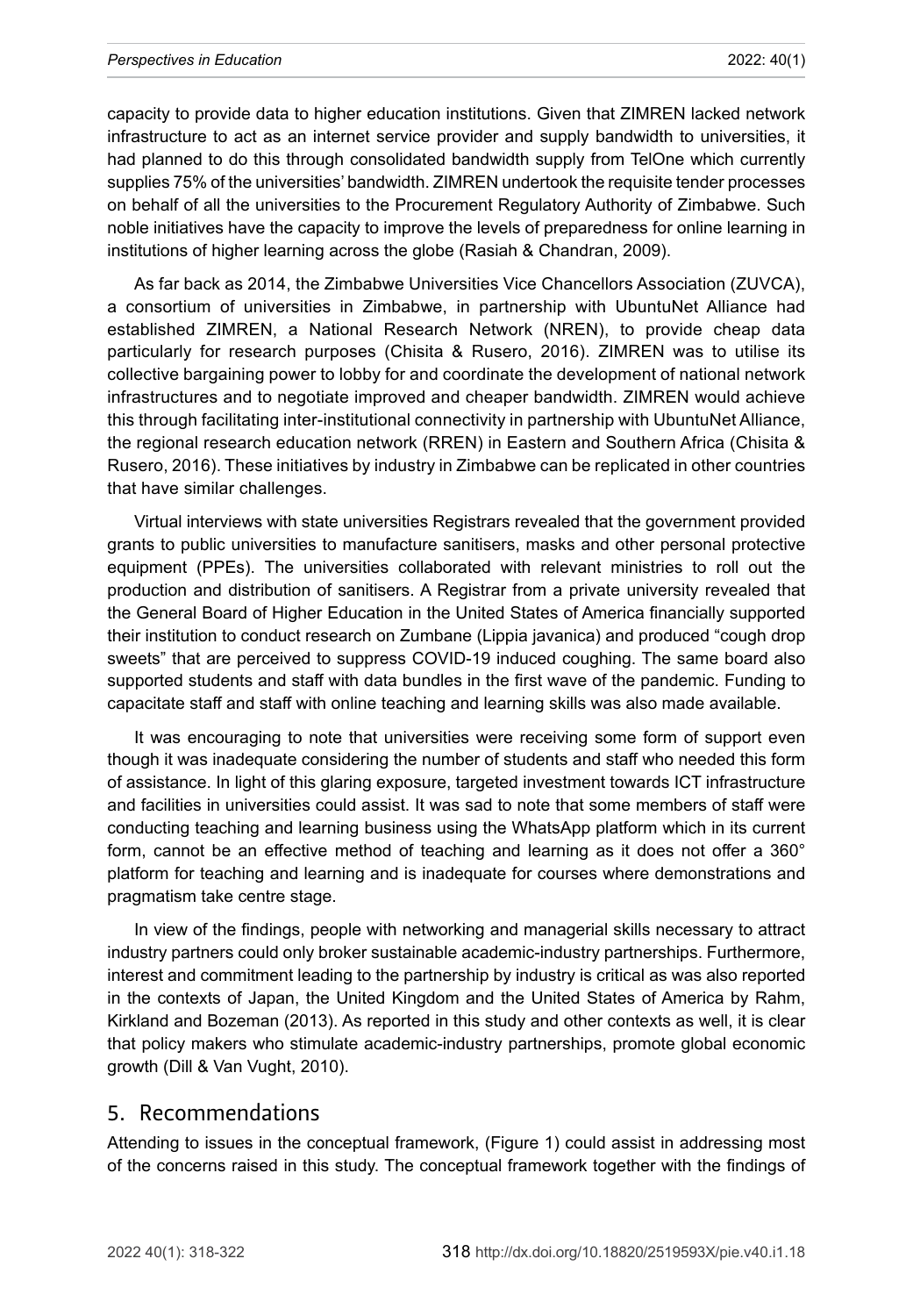capacity to provide data to higher education institutions. Given that ZIMREN lacked network infrastructure to act as an internet service provider and supply bandwidth to universities, it had planned to do this through consolidated bandwidth supply from TelOne which currently supplies 75% of the universities' bandwidth. ZIMREN undertook the requisite tender processes on behalf of all the universities to the Procurement Regulatory Authority of Zimbabwe. Such noble initiatives have the capacity to improve the levels of preparedness for online learning in institutions of higher learning across the globe (Rasiah & Chandran, 2009).

As far back as 2014, the Zimbabwe Universities Vice Chancellors Association (ZUVCA), a consortium of universities in Zimbabwe, in partnership with UbuntuNet Alliance had established ZIMREN, a National Research Network (NREN), to provide cheap data particularly for research purposes (Chisita & Rusero, 2016). ZIMREN was to utilise its collective bargaining power to lobby for and coordinate the development of national network infrastructures and to negotiate improved and cheaper bandwidth. ZIMREN would achieve this through facilitating inter-institutional connectivity in partnership with UbuntuNet Alliance, the regional research education network (RREN) in Eastern and Southern Africa (Chisita & Rusero, 2016). These initiatives by industry in Zimbabwe can be replicated in other countries that have similar challenges.

Virtual interviews with state universities Registrars revealed that the government provided grants to public universities to manufacture sanitisers, masks and other personal protective equipment (PPEs). The universities collaborated with relevant ministries to roll out the production and distribution of sanitisers. A Registrar from a private university revealed that the General Board of Higher Education in the United States of America financially supported their institution to conduct research on Zumbane (Lippia javanica) and produced "cough drop sweets" that are perceived to suppress COVID-19 induced coughing. The same board also supported students and staff with data bundles in the first wave of the pandemic. Funding to capacitate staff and staff with online teaching and learning skills was also made available.

It was encouraging to note that universities were receiving some form of support even though it was inadequate considering the number of students and staff who needed this form of assistance. In light of this glaring exposure, targeted investment towards ICT infrastructure and facilities in universities could assist. It was sad to note that some members of staff were conducting teaching and learning business using the WhatsApp platform which in its current form, cannot be an effective method of teaching and learning as it does not offer a 360° platform for teaching and learning and is inadequate for courses where demonstrations and pragmatism take centre stage.

In view of the findings, people with networking and managerial skills necessary to attract industry partners could only broker sustainable academic-industry partnerships. Furthermore, interest and commitment leading to the partnership by industry is critical as was also reported in the contexts of Japan, the United Kingdom and the United States of America by Rahm, Kirkland and Bozeman (2013). As reported in this study and other contexts as well, it is clear that policy makers who stimulate academic-industry partnerships, promote global economic growth (Dill & Van Vught, 2010).

## 5. Recommendations

Attending to issues in the conceptual framework, (Figure 1) could assist in addressing most of the concerns raised in this study. The conceptual framework together with the findings of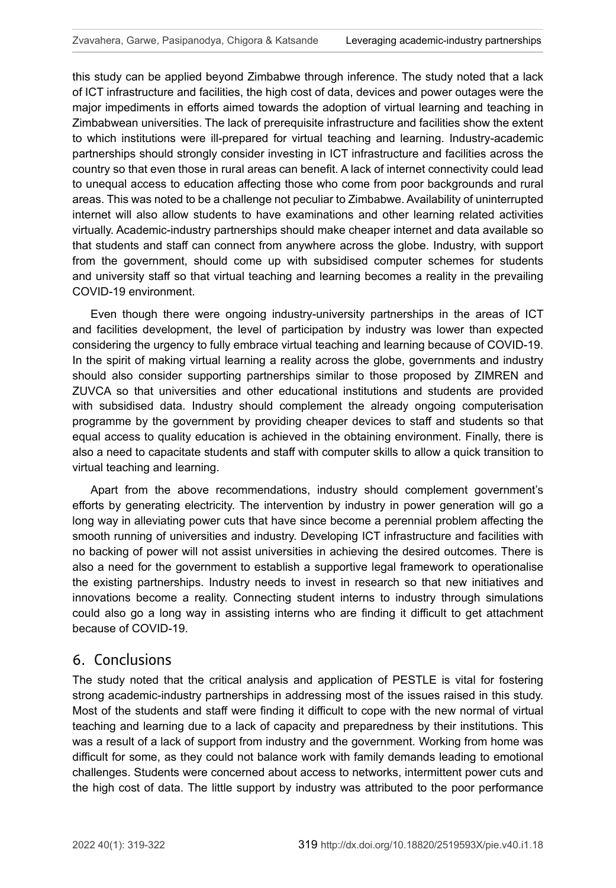this study can be applied beyond Zimbabwe through inference. The study noted that a lack of ICT infrastructure and facilities, the high cost of data, devices and power outages were the major impediments in efforts aimed towards the adoption of virtual learning and teaching in Zimbabwean universities. The lack of prerequisite infrastructure and facilities show the extent to which institutions were ill-prepared for virtual teaching and learning. Industry-academic partnerships should strongly consider investing in ICT infrastructure and facilities across the country so that even those in rural areas can benefit. A lack of internet connectivity could lead to unequal access to education affecting those who come from poor backgrounds and rural areas. This was noted to be a challenge not peculiar to Zimbabwe. Availability of uninterrupted internet will also allow students to have examinations and other learning related activities virtually. Academic-industry partnerships should make cheaper internet and data available so that students and staff can connect from anywhere across the globe. Industry, with support from the government, should come up with subsidised computer schemes for students and university staff so that virtual teaching and learning becomes a reality in the prevailing COVID-19 environment.

Even though there were ongoing industry-university partnerships in the areas of ICT and facilities development, the level of participation by industry was lower than expected considering the urgency to fully embrace virtual teaching and learning because of COVID-19. In the spirit of making virtual learning a reality across the globe, governments and industry should also consider supporting partnerships similar to those proposed by ZIMREN and ZUVCA so that universities and other educational institutions and students are provided with subsidised data. Industry should complement the already ongoing computerisation programme by the government by providing cheaper devices to staff and students so that equal access to quality education is achieved in the obtaining environment. Finally, there is also a need to capacitate students and staff with computer skills to allow a quick transition to virtual teaching and learning.

Apart from the above recommendations, industry should complement government's efforts by generating electricity. The intervention by industry in power generation will go a long way in alleviating power cuts that have since become a perennial problem affecting the smooth running of universities and industry. Developing ICT infrastructure and facilities with no backing of power will not assist universities in achieving the desired outcomes. There is also a need for the government to establish a supportive legal framework to operationalise the existing partnerships. Industry needs to invest in research so that new initiatives and innovations become a reality. Connecting student interns to industry through simulations could also go a long way in assisting interns who are finding it difficult to get attachment because of COVID-19.

## 6. Conclusions

The study noted that the critical analysis and application of PESTLE is vital for fostering strong academic-industry partnerships in addressing most of the issues raised in this study. Most of the students and staff were finding it difficult to cope with the new normal of virtual teaching and learning due to a lack of capacity and preparedness by their institutions. This was a result of a lack of support from industry and the government. Working from home was difficult for some, as they could not balance work with family demands leading to emotional challenges. Students were concerned about access to networks, intermittent power cuts and the high cost of data. The little support by industry was attributed to the poor performance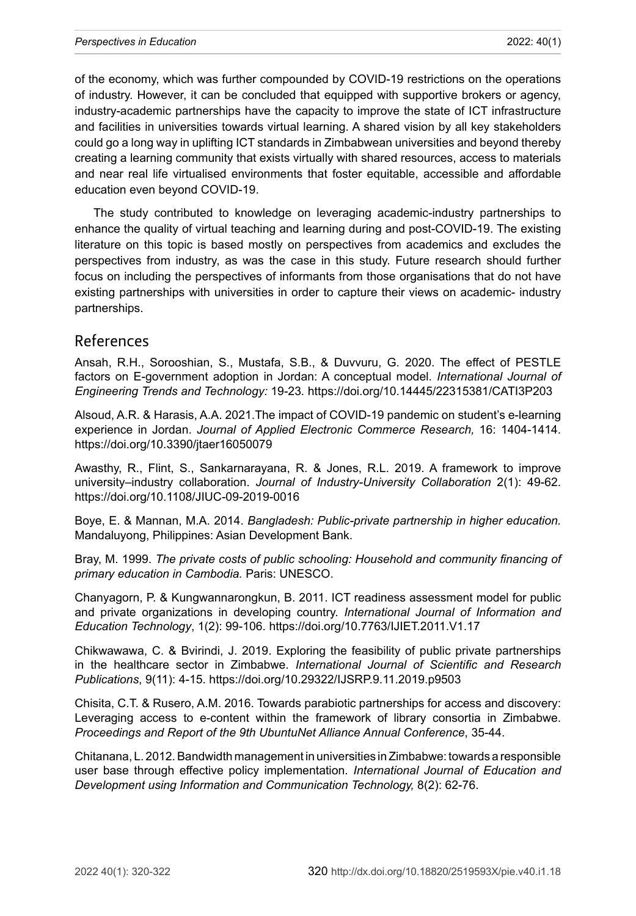of the economy, which was further compounded by COVID-19 restrictions on the operations of industry. However, it can be concluded that equipped with supportive brokers or agency, industry-academic partnerships have the capacity to improve the state of ICT infrastructure and facilities in universities towards virtual learning. A shared vision by all key stakeholders could go a long way in uplifting ICT standards in Zimbabwean universities and beyond thereby creating a learning community that exists virtually with shared resources, access to materials and near real life virtualised environments that foster equitable, accessible and affordable education even beyond COVID-19.

The study contributed to knowledge on leveraging academic-industry partnerships to enhance the quality of virtual teaching and learning during and post-COVID-19. The existing literature on this topic is based mostly on perspectives from academics and excludes the perspectives from industry, as was the case in this study. Future research should further focus on including the perspectives of informants from those organisations that do not have existing partnerships with universities in order to capture their views on academic- industry partnerships.

## References

Ansah, R.H., Sorooshian, S., Mustafa, S.B., & Duvvuru, G. 2020. The effect of PESTLE factors on E-government adoption in Jordan: A conceptual model. *International Journal of Engineering Trends and Technology:* 19-23. https://doi.org/10.14445/22315381/CATI3P203

Alsoud, A.R. & Harasis, A.A. 2021.The impact of COVID-19 pandemic on student's e-learning experience in Jordan. *Journal of Applied Electronic Commerce Research,* 16: 1404-1414. https://doi.org/10.3390/jtaer16050079

Awasthy, R., Flint, S., Sankarnarayana, R. & Jones, R.L. 2019. A framework to improve university–industry collaboration. *Journal of Industry-University Collaboration* 2(1): 49-62. https://doi.org/10.1108/JIUC-09-2019-0016

Boye, E. & Mannan, M.A. 2014. *Bangladesh: Public-private partnership in higher education.* Mandaluyong, Philippines: Asian Development Bank.

Bray, M. 1999. *The private costs of public schooling: Household and community financing of primary education in Cambodia.* Paris: UNESCO.

Chanyagorn, P. & Kungwannarongkun, B. 2011. ICT readiness assessment model for public and private organizations in developing country. *International Journal of Information and Education Technology*, 1(2): 99-106. https://doi.org/10.7763/IJIET.2011.V1.17

Chikwawawa, C. & Bvirindi, J. 2019. Exploring the feasibility of public private partnerships in the healthcare sector in Zimbabwe. *International Journal of Scientific and Research Publications*, 9(11): 4-15. https://doi.org/10.29322/IJSRP.9.11.2019.p9503

Chisita, C.T. & Rusero, A.M. 2016. Towards parabiotic partnerships for access and discovery: Leveraging access to e-content within the framework of library consortia in Zimbabwe. *Proceedings and Report of the 9th UbuntuNet Alliance Annual Conference*, 35-44.

Chitanana, L. 2012. Bandwidth management in universities in Zimbabwe: towards a responsible user base through effective policy implementation. *International Journal of Education and Development using Information and Communication Technology,* 8(2): 62-76.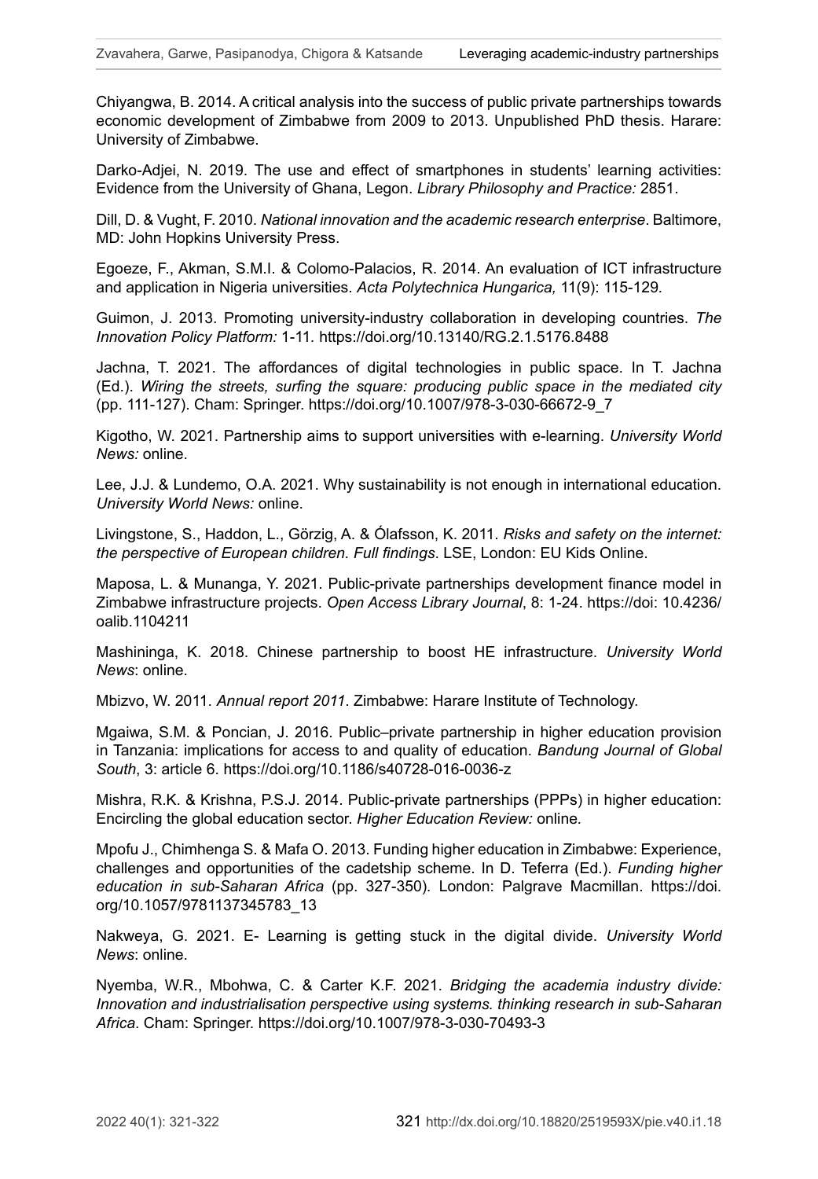Chiyangwa, B. 2014. A critical analysis into the success of public private partnerships towards economic development of Zimbabwe from 2009 to 2013. Unpublished PhD thesis. Harare: University of Zimbabwe.

Darko-Adjei, N. 2019. The use and effect of smartphones in students' learning activities: Evidence from the University of Ghana, Legon. *Library Philosophy and Practice:* 2851.

Dill, D. & Vught, F. 2010. *National innovation and the academic research enterprise*. Baltimore, MD: John Hopkins University Press.

Egoeze, F., Akman, S.M.I. & Colomo-Palacios, R. 2014. An evaluation of ICT infrastructure and application in Nigeria universities. *Acta Polytechnica Hungarica,* 11(9): 115-129.

Guimon, J. 2013. Promoting university-industry collaboration in developing countries. *The Innovation Policy Platform:* 1-11. https://doi.org/10.13140/RG.2.1.5176.8488

Jachna, T. 2021. The affordances of digital technologies in public space. In T. Jachna (Ed.). *Wiring the streets, surfing the square: producing public space in the mediated city* (pp. 111-127). Cham: Springer. https://doi.org/10.1007/978-3-030-66672-9_7

Kigotho, W. 2021. Partnership aims to support universities with e-learning. *University World News:* online.

Lee, J.J. & Lundemo, O.A. 2021. Why sustainability is not enough in international education. *University World News:* online.

Livingstone, S., Haddon, L., Görzig, A. & Ólafsson, K. 2011. *Risks and safety on the internet: the perspective of European children. Full findings*. LSE, London: EU Kids Online.

Maposa, L. & Munanga, Y. 2021. Public-private partnerships development finance model in Zimbabwe infrastructure projects. *Open Access Library Journal*, 8: 1-24. https://doi: 10.4236/oalib.1104211

Mashininga, K. 2018. Chinese partnership to boost HE infrastructure. *University World News*: online.

Mbizvo, W. 2011. *Annual report 2011*. Zimbabwe: Harare Institute of Technology.

Mgaiwa, S.M. & Poncian, J. 2016. Public–private partnership in higher education provision in Tanzania: implications for access to and quality of education. *Bandung Journal of Global South*, 3: article 6. https://doi.org/10.1186/s40728-016-0036-z

Mishra, R.K. & Krishna, P.S.J. 2014. Public-private partnerships (PPPs) in higher education: Encircling the global education sector. *Higher Education Review:* online.

Mpofu J., Chimhenga S. & Mafa O. 2013. Funding higher education in Zimbabwe: Experience, challenges and opportunities of the cadetship scheme. In D. Teferra (Ed.). *Funding higher education in sub-Saharan Africa* (pp. 327-350). London: Palgrave Macmillan. https://doi.org/10.1057/9781137345783_13

Nakweya, G. 2021. E- Learning is getting stuck in the digital divide. *University World News*: online.

Nyemba, W.R., Mbohwa, C. & Carter K.F. 2021. *Bridging the academia industry divide: Innovation and industrialisation perspective using systems. thinking research in sub-Saharan Africa*. Cham: Springer. https://doi.org/10.1007/978-3-030-70493-3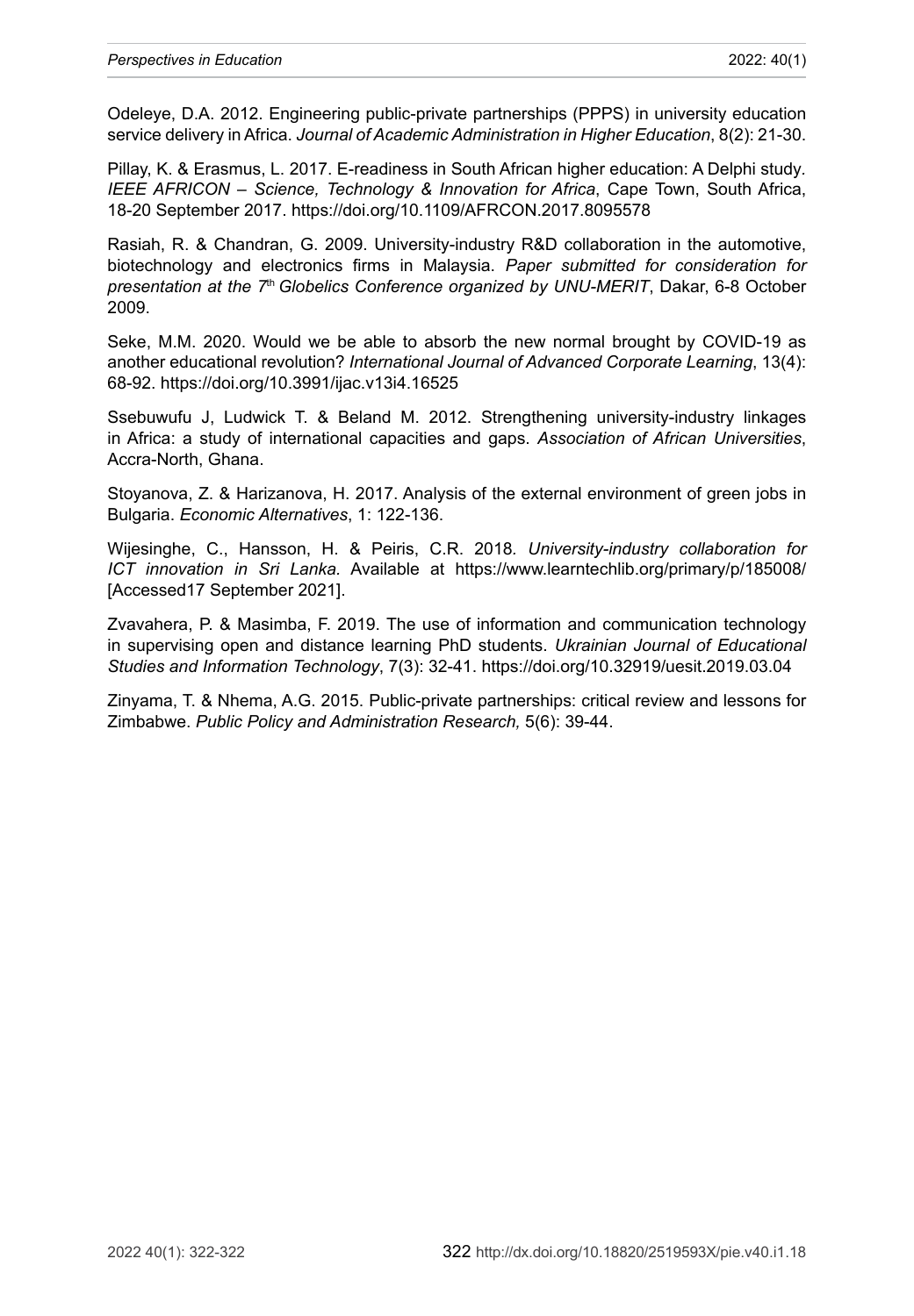Odeleye, D.A. 2012. Engineering public-private partnerships (PPPS) in university education service delivery in Africa. *Journal of Academic Administration in Higher Education*, 8(2): 21-30.

Pillay, K. & Erasmus, L. 2017. E-readiness in South African higher education: A Delphi study. *IEEE AFRICON – Science, Technology & Innovation for Africa*, Cape Town, South Africa, 18-20 September 2017. https://doi.org/10.1109/AFRCON.2017.8095578

Rasiah, R. & Chandran, G. 2009. University-industry R&D collaboration in the automotive, biotechnology and electronics firms in Malaysia. *Paper submitted for consideration for presentation at the 7th Globelics Conference organized by UNU-MERIT*, Dakar, 6-8 October 2009.

Seke, M.M. 2020. Would we be able to absorb the new normal brought by COVID-19 as another educational revolution? *International Journal of Advanced Corporate Learning*, 13(4): 68-92. https://doi.org/10.3991/ijac.v13i4.16525

Ssebuwufu J, Ludwick T. & Beland M. 2012. Strengthening university-industry linkages in Africa: a study of international capacities and gaps. *Association of African Universities*, Accra-North, Ghana.

Stoyanova, Z. & Harizanova, H. 2017. Analysis of the external environment of green jobs in Bulgaria. *Economic Alternatives*, 1: 122-136.

Wijesinghe, C., Hansson, H. & Peiris, C.R. 2018. *University-industry collaboration for ICT innovation in Sri Lanka.* Available at https://www.learntechlib.org/primary/p/185008/ [Accessed17 September 2021].

Zvavahera, P. & Masimba, F. 2019. The use of information and communication technology in supervising open and distance learning PhD students. *Ukrainian Journal of Educational Studies and Information Technology*, 7(3): 32-41. https://doi.org/10.32919/uesit.2019.03.04

Zinyama, T. & Nhema, A.G. 2015. Public-private partnerships: critical review and lessons for Zimbabwe. *Public Policy and Administration Research,* 5(6): 39-44.